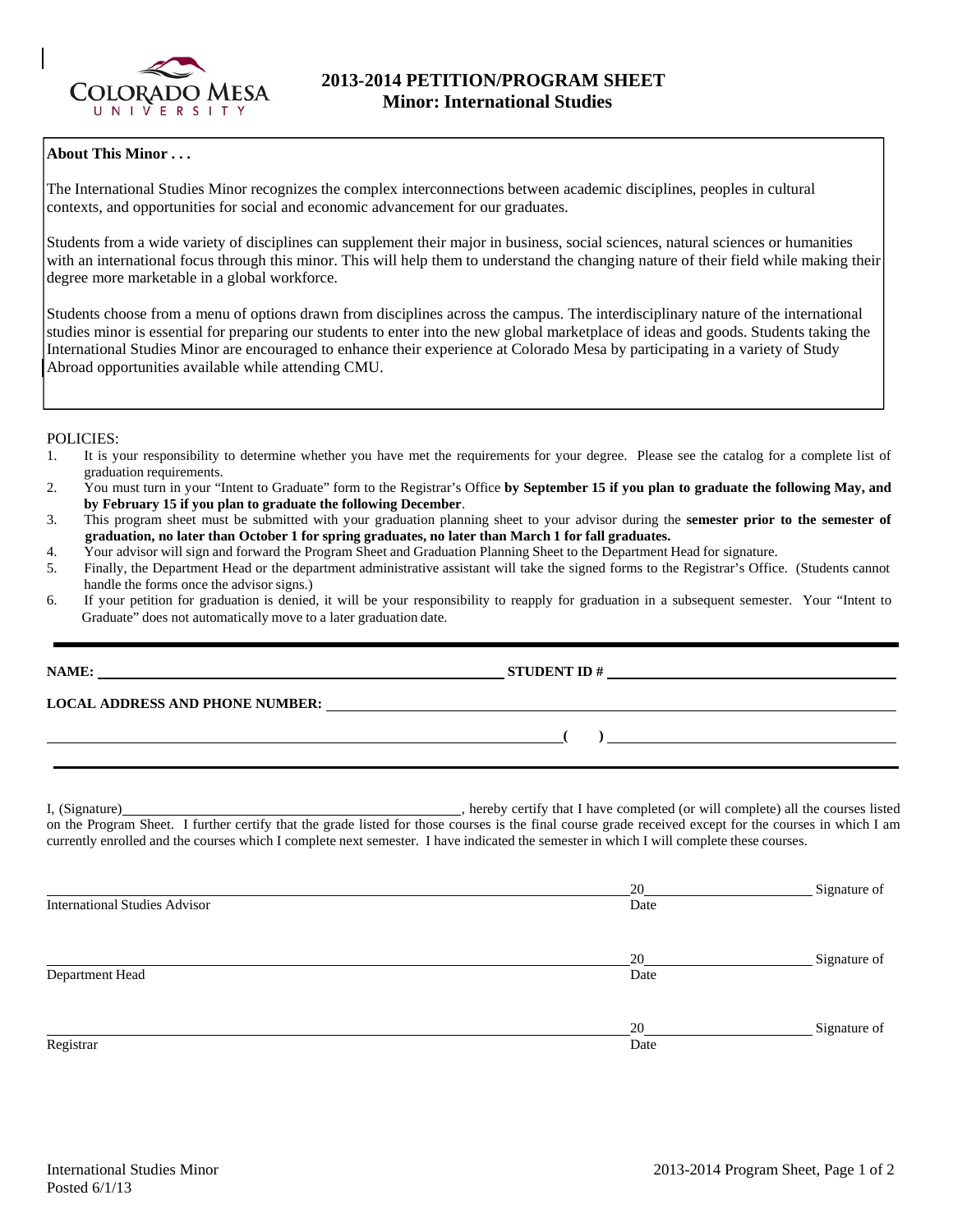# 2013-2014 PETITION/PROGRAM SHEET
## Minor: International Studies

**About This Minor . . .**

The International Studies Minor recognizes the complex interconnections between academic disciplines, peoples in cultural contexts, and opportunities for social and economic advancement for our graduates.

Students from a wide variety of disciplines can supplement their major in business, social sciences, natural sciences or humanities with an international focus through this minor. This will help them to understand the changing nature of their field while making their degree more marketable in a global workforce.

Students choose from a menu of options drawn from disciplines across the campus. The interdisciplinary nature of the international studies minor is essential for preparing our students to enter into the new global marketplace of ideas and goods. Students taking the International Studies Minor are encouraged to enhance their experience at Colorado Mesa by participating in a variety of Study Abroad opportunities available while attending CMU.

POLICIES:

1. It is your responsibility to determine whether you have met the requirements for your degree. Please see the catalog for a complete list of graduation requirements.
2. You must turn in your "Intent to Graduate" form to the Registrar's Office **by September 15 if you plan to graduate the following May, and by February 15 if you plan to graduate the following December**.
3. This program sheet must be submitted with your graduation planning sheet to your advisor during the **semester prior to the semester of graduation, no later than October 1 for spring graduates, no later than March 1 for fall graduates.**
4. Your advisor will sign and forward the Program Sheet and Graduation Planning Sheet to the Department Head for signature.
5. Finally, the Department Head or the department administrative assistant will take the signed forms to the Registrar's Office. (Students cannot handle the forms once the advisor signs.)
6. If your petition for graduation is denied, it will be your responsibility to reapply for graduation in a subsequent semester. Your "Intent to Graduate" does not automatically move to a later graduation date.

---

**NAME:** ______________________________ **STUDENT ID #** ______________________________

**LOCAL ADDRESS AND PHONE NUMBER:** ______________________________

______________________________ **( )** ______________________________

---

I, (Signature)______________________________, hereby certify that I have completed (or will complete) all the courses listed on the Program Sheet. I further certify that the grade listed for those courses is the final course grade received except for the courses in which I am currently enrolled and the courses which I complete next semester. I have indicated the semester in which I will complete these courses.

______________________________ 20______ Signature of International Studies Advisor Date

______________________________ 20______ Signature of Department Head Date

______________________________ 20______ Signature of Registrar Date

International Studies Minor
Posted 6/1/13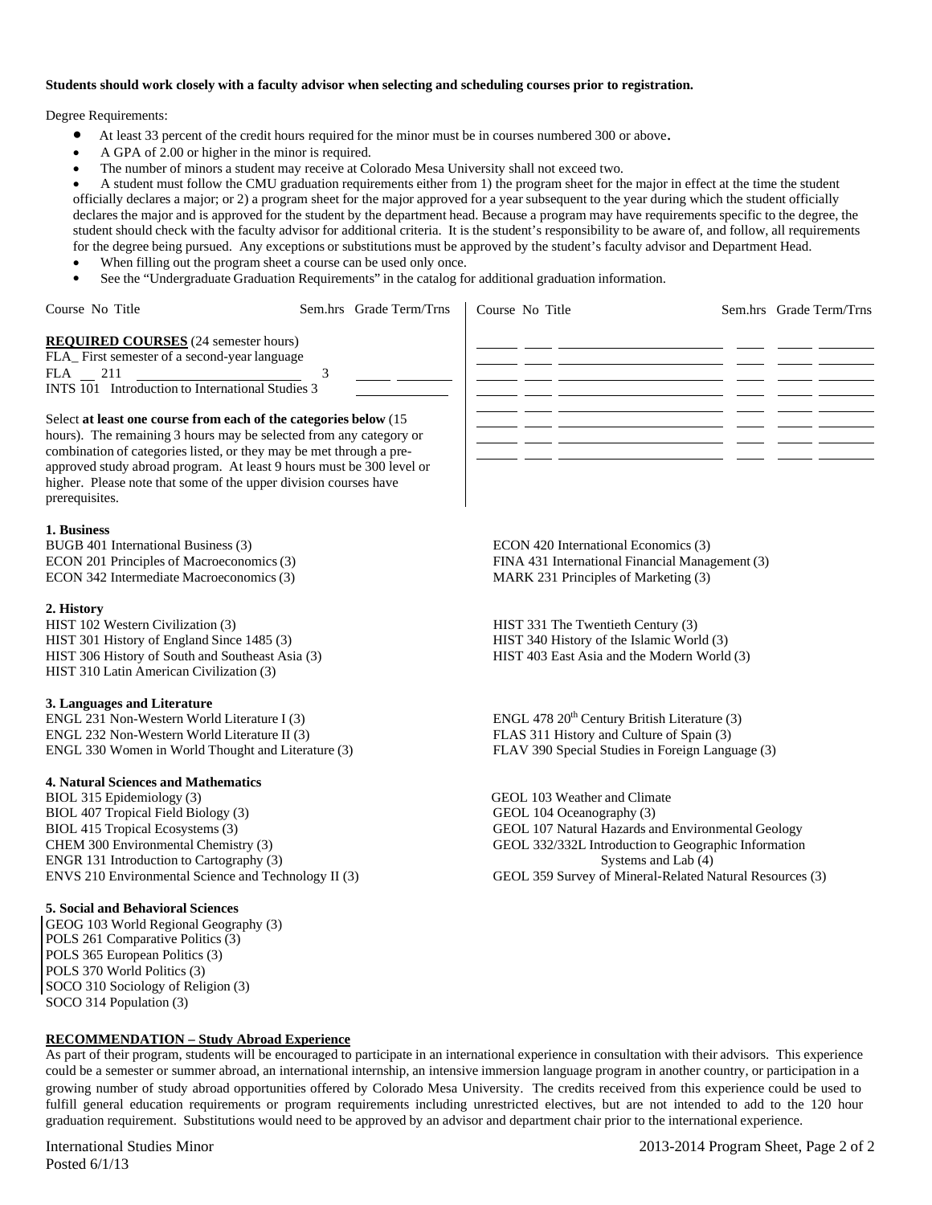**Students should work closely with a faculty advisor when selecting and scheduling courses prior to registration.**

Degree Requirements:

- At least 33 percent of the credit hours required for the minor must be in courses numbered 300 or above.
- A GPA of 2.00 or higher in the minor is required.
- The number of minors a student may receive at Colorado Mesa University shall not exceed two.
- A student must follow the CMU graduation requirements either from 1) the program sheet for the major in effect at the time the student officially declares a major; or 2) a program sheet for the major approved for a year subsequent to the year during which the student officially declares the major and is approved for the student by the department head. Because a program may have requirements specific to the degree, the student should check with the faculty advisor for additional criteria. It is the student's responsibility to be aware of, and follow, all requirements for the degree being pursued. Any exceptions or substitutions must be approved by the student's faculty advisor and Department Head.
- When filling out the program sheet a course can be used only once.
- See the "Undergraduate Graduation Requirements" in the catalog for additional graduation information.

| Course | No | Title | Sem.hrs | Grade | Term/Trns |
|---|---|---|---|---|---|
| **REQUIRED COURSES** (24 semester hours) | | | | | |
| FLA_ First semester of a second-year language | | | | | |
| FLA | 211 | | 3 | | |
| INTS | 101 | Introduction to International Studies | 3 | | |

Select **at least one course from each of the categories below** (15 hours). The remaining 3 hours may be selected from any category or combination of categories listed, or they may be met through a pre-approved study abroad program. At least 9 hours must be 300 level or higher. Please note that some of the upper division courses have prerequisites.

| Course | No | Title | Sem.hrs | Grade | Term/Trns |
|---|---|---|---|---|---|
| | | | | | |
| | | | | | |
| | | | | | |
| | | | | | |
| | | | | | |
| | | | | | |
| | | | | | |

**1. Business**

BUGB 401 International Business (3)
ECON 201 Principles of Macroeconomics (3)
ECON 342 Intermediate Macroeconomics (3)
ECON 420 International Economics (3)
FINA 431 International Financial Management (3)
MARK 231 Principles of Marketing (3)

**2. History**

HIST 102 Western Civilization (3)
HIST 301 History of England Since 1485 (3)
HIST 306 History of South and Southeast Asia (3)
HIST 310 Latin American Civilization (3)
HIST 331 The Twentieth Century (3)
HIST 340 History of the Islamic World (3)
HIST 403 East Asia and the Modern World (3)

**3. Languages and Literature**

ENGL 231 Non-Western World Literature I (3)
ENGL 232 Non-Western World Literature II (3)
ENGL 330 Women in World Thought and Literature (3)
ENGL 478 20th Century British Literature (3)
FLAS 311 History and Culture of Spain (3)
FLAV 390 Special Studies in Foreign Language (3)

**4. Natural Sciences and Mathematics**

BIOL 315 Epidemiology (3)
BIOL 407 Tropical Field Biology (3)
BIOL 415 Tropical Ecosystems (3)
CHEM 300 Environmental Chemistry (3)
ENGR 131 Introduction to Cartography (3)
ENVS 210 Environmental Science and Technology II (3)
GEOL 103 Weather and Climate
GEOL 104 Oceanography (3)
GEOL 107 Natural Hazards and Environmental Geology
GEOL 332/332L Introduction to Geographic Information Systems and Lab (4)
GEOL 359 Survey of Mineral-Related Natural Resources (3)

**5. Social and Behavioral Sciences**

GEOG 103 World Regional Geography (3)
POLS 261 Comparative Politics (3)
POLS 365 European Politics (3)
POLS 370 World Politics (3)
SOCO 310 Sociology of Religion (3)
SOCO 314 Population (3)

**RECOMMENDATION – Study Abroad Experience**

As part of their program, students will be encouraged to participate in an international experience in consultation with their advisors. This experience could be a semester or summer abroad, an international internship, an intensive immersion language program in another country, or participation in a growing number of study abroad opportunities offered by Colorado Mesa University. The credits received from this experience could be used to fulfill general education requirements or program requirements including unrestricted electives, but are not intended to add to the 120 hour graduation requirement. Substitutions would need to be approved by an advisor and department chair prior to the international experience.

International Studies Minor
Posted 6/1/13